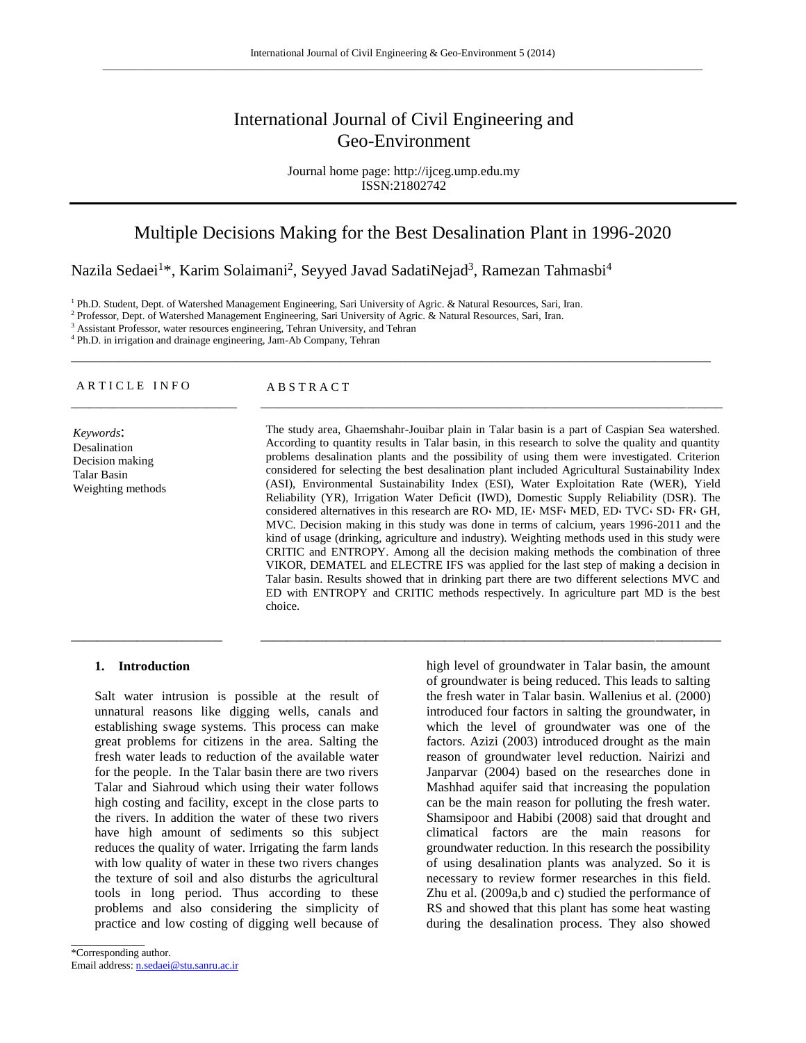# International Journal of Civil Engineering and Geo-Environment

Journal home page: http://ijceg.ump.edu.my
ISSN:21802742

## Multiple Decisions Making for the Best Desalination Plant in 1996-2020

Nazila Sedaei[1]*, Karim Solaimani[2], Seyyed Javad SadatiNejad[3], Ramezan Tahmasbi[4]

[1] Ph.D. Student, Dept. of Watershed Management Engineering, Sari University of Agric. & Natural Resources, Sari, Iran.
[2] Professor, Dept. of Watershed Management Engineering, Sari University of Agric. & Natural Resources, Sari, Iran.
[3] Assistant Professor, water resources engineering, Tehran University, and Tehran
[4] Ph.D. in irrigation and drainage engineering, Jam-Ab Company, Tehran

**ARTICLE INFO**

*Keywords*:
Desalination
Decision making
Talar Basin
Weighting methods

**ABSTRACT**

The study area, Ghaemshahr-Jouibar plain in Talar basin is a part of Caspian Sea watershed. According to quantity results in Talar basin, in this research to solve the quality and quantity problems desalination plants and the possibility of using them were investigated. Criterion considered for selecting the best desalination plant included Agricultural Sustainability Index (ASI), Environmental Sustainability Index (ESI), Water Exploitation Rate (WER), Yield Reliability (YR), Irrigation Water Deficit (IWD), Domestic Supply Reliability (DSR). The considered alternatives in this research are RO، MD, IE، MSF، MED, ED، TVC، SD، FR، GH, MVC. Decision making in this study was done in terms of calcium, years 1996-2011 and the kind of usage (drinking, agriculture and industry). Weighting methods used in this study were CRITIC and ENTROPY. Among all the decision making methods the combination of three VIKOR, DEMATEL and ELECTRE IFS was applied for the last step of making a decision in Talar basin. Results showed that in drinking part there are two different selections MVC and ED with ENTROPY and CRITIC methods respectively. In agriculture part MD is the best choice.

### 1. Introduction

Salt water intrusion is possible at the result of unnatural reasons like digging wells, canals and establishing swage systems. This process can make great problems for citizens in the area. Salting the fresh water leads to reduction of the available water for the people. In the Talar basin there are two rivers Talar and Siahroud which using their water follows high costing and facility, except in the close parts to the rivers. In addition the water of these two rivers have high amount of sediments so this subject reduces the quality of water. Irrigating the farm lands with low quality of water in these two rivers changes the texture of soil and also disturbs the agricultural tools in long period. Thus according to these problems and also considering the simplicity of practice and low costing of digging well because of high level of groundwater in Talar basin, the amount of groundwater is being reduced. This leads to salting the fresh water in Talar basin. Wallenius et al. (2000) introduced four factors in salting the groundwater, in which the level of groundwater was one of the factors. Azizi (2003) introduced drought as the main reason of groundwater level reduction. Nairizi and Janparvar (2004) based on the researches done in Mashhad aquifer said that increasing the population can be the main reason for polluting the fresh water. Shamsipoor and Habibi (2008) said that drought and climatical factors are the main reasons for groundwater reduction. In this research the possibility of using desalination plants was analyzed. So it is necessary to review former researches in this field. Zhu et al. (2009a,b and c) studied the performance of RS and showed that this plant has some heat wasting during the desalination process. They also showed

*Corresponding author.
Email address: n.sedaei@stu.sanru.ac.ir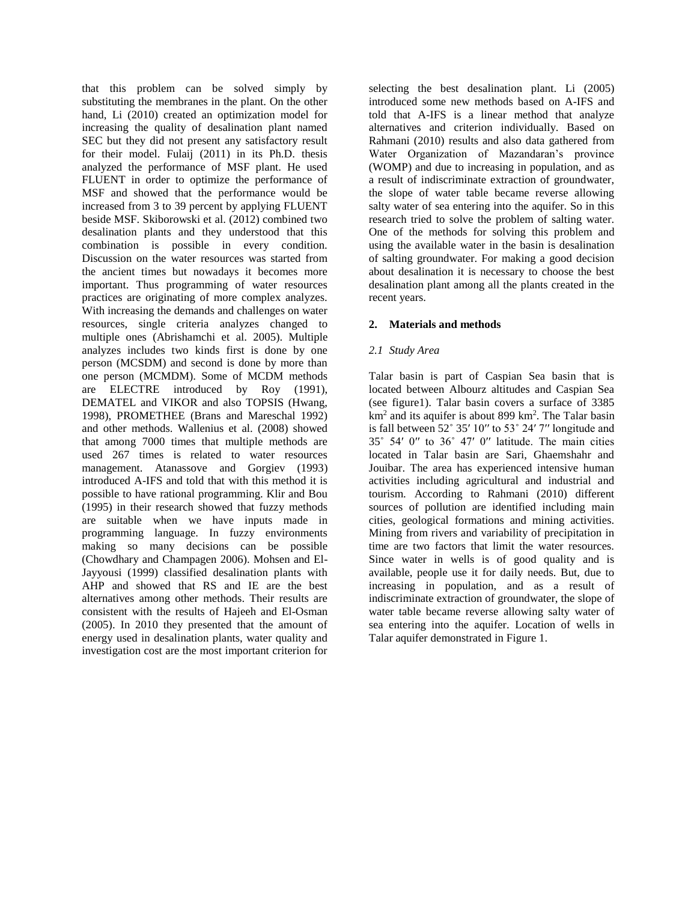that this problem can be solved simply by substituting the membranes in the plant. On the other hand, Li (2010) created an optimization model for increasing the quality of desalination plant named SEC but they did not present any satisfactory result for their model. Fulaij (2011) in its Ph.D. thesis analyzed the performance of MSF plant. He used FLUENT in order to optimize the performance of MSF and showed that the performance would be increased from 3 to 39 percent by applying FLUENT beside MSF. Skiborowski et al. (2012) combined two desalination plants and they understood that this combination is possible in every condition. Discussion on the water resources was started from the ancient times but nowadays it becomes more important. Thus programming of water resources practices are originating of more complex analyzes. With increasing the demands and challenges on water resources, single criteria analyzes changed to multiple ones (Abrishamchi et al. 2005). Multiple analyzes includes two kinds first is done by one person (MCSDM) and second is done by more than one person (MCMDM). Some of MCDM methods are ELECTRE introduced by Roy (1991), DEMATEL and VIKOR and also TOPSIS (Hwang, 1998), PROMETHEE (Brans and Mareschal 1992) and other methods. Wallenius et al. (2008) showed that among 7000 times that multiple methods are used 267 times is related to water resources management. Atanassove and Gorgiev (1993) introduced A-IFS and told that with this method it is possible to have rational programming. Klir and Bou (1995) in their research showed that fuzzy methods are suitable when we have inputs made in programming language. In fuzzy environments making so many decisions can be possible (Chowdhary and Champagen 2006). Mohsen and El-Jayyousi (1999) classified desalination plants with AHP and showed that RS and IE are the best alternatives among other methods. Their results are consistent with the results of Hajeeh and El-Osman (2005). In 2010 they presented that the amount of energy used in desalination plants, water quality and investigation cost are the most important criterion for selecting the best desalination plant. Li (2005) introduced some new methods based on A-IFS and told that A-IFS is a linear method that analyze alternatives and criterion individually. Based on Rahmani (2010) results and also data gathered from Water Organization of Mazandaran's province (WOMP) and due to increasing in population, and as a result of indiscriminate extraction of groundwater, the slope of water table became reverse allowing salty water of sea entering into the aquifer. So in this research tried to solve the problem of salting water. One of the methods for solving this problem and using the available water in the basin is desalination of salting groundwater. For making a good decision about desalination it is necessary to choose the best desalination plant among all the plants created in the recent years.

## 2. Materials and methods

### *2.1 Study Area*

Talar basin is part of Caspian Sea basin that is located between Albourz altitudes and Caspian Sea (see figure1). Talar basin covers a surface of 3385 $km^2$ and its aquifer is about 899 $km^2$. The Talar basin is fall between 52˚ 35′ 10″ to 53˚ 24′ 7″ longitude and 35˚ 54′ 0″ to 36˚ 47′ 0″ latitude. The main cities located in Talar basin are Sari, Ghaemshahr and Jouibar. The area has experienced intensive human activities including agricultural and industrial and tourism. According to Rahmani (2010) different sources of pollution are identified including main cities, geological formations and mining activities. Mining from rivers and variability of precipitation in time are two factors that limit the water resources. Since water in wells is of good quality and is available, people use it for daily needs. But, due to increasing in population, and as a result of indiscriminate extraction of groundwater, the slope of water table became reverse allowing salty water of sea entering into the aquifer. Location of wells in Talar aquifer demonstrated in Figure 1.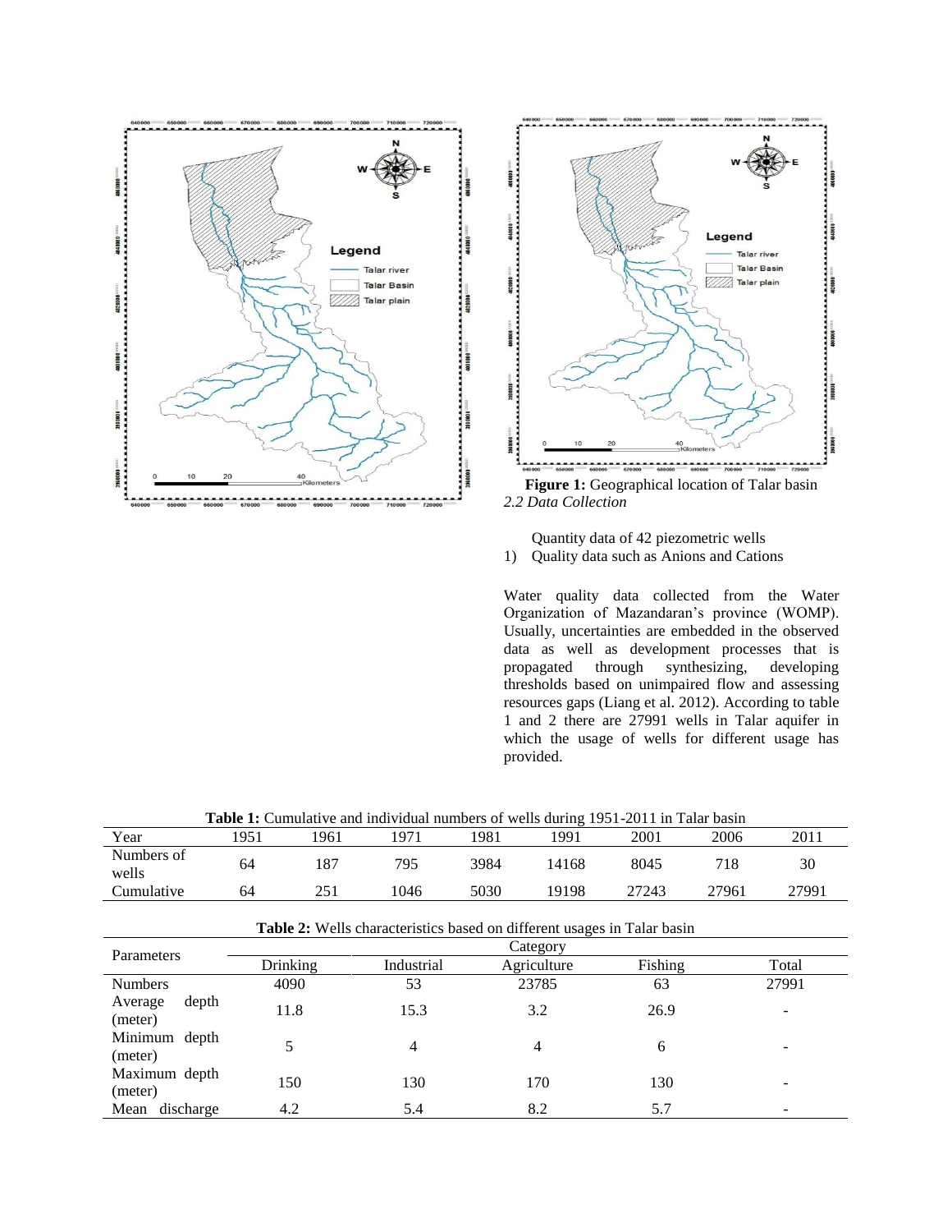**Figure 1:** Geographical location of Talar basin

*2.2 Data Collection*

Quantity data of 42 piezometric wells

1) Quality data such as Anions and Cations

Water quality data collected from the Water Organization of Mazandaran's province (WOMP). Usually, uncertainties are embedded in the observed data as well as development processes that is propagated through synthesizing, developing thresholds based on unimpaired flow and assessing resources gaps (Liang et al. 2012). According to table 1 and 2 there are 27991 wells in Talar aquifer in which the usage of wells for different usage has provided.

**Table 1:** Cumulative and individual numbers of wells during 1951-2011 in Talar basin

| Year | 1951 | 1961 | 1971 | 1981 | 1991 | 2001 | 2006 | 2011 |
|---|---|---|---|---|---|---|---|---|
| Numbers of wells | 64 | 187 | 795 | 3984 | 14168 | 8045 | 718 | 30 |
| Cumulative | 64 | 251 | 1046 | 5030 | 19198 | 27243 | 27961 | 27991 |

**Table 2:** Wells characteristics based on different usages in Talar basin

| Parameters | Category | | | | |
|---|---|---|---|---|---|
| | Drinking | Industrial | Agriculture | Fishing | Total |
| Numbers | 4090 | 53 | 23785 | 63 | 27991 |
| Average depth (meter) | 11.8 | 15.3 | 3.2 | 26.9 | - |
| Minimum depth (meter) | 5 | 4 | 4 | 6 | - |
| Maximum depth (meter) | 150 | 130 | 170 | 130 | - |
| Mean discharge | 4.2 | 5.4 | 8.2 | 5.7 | - |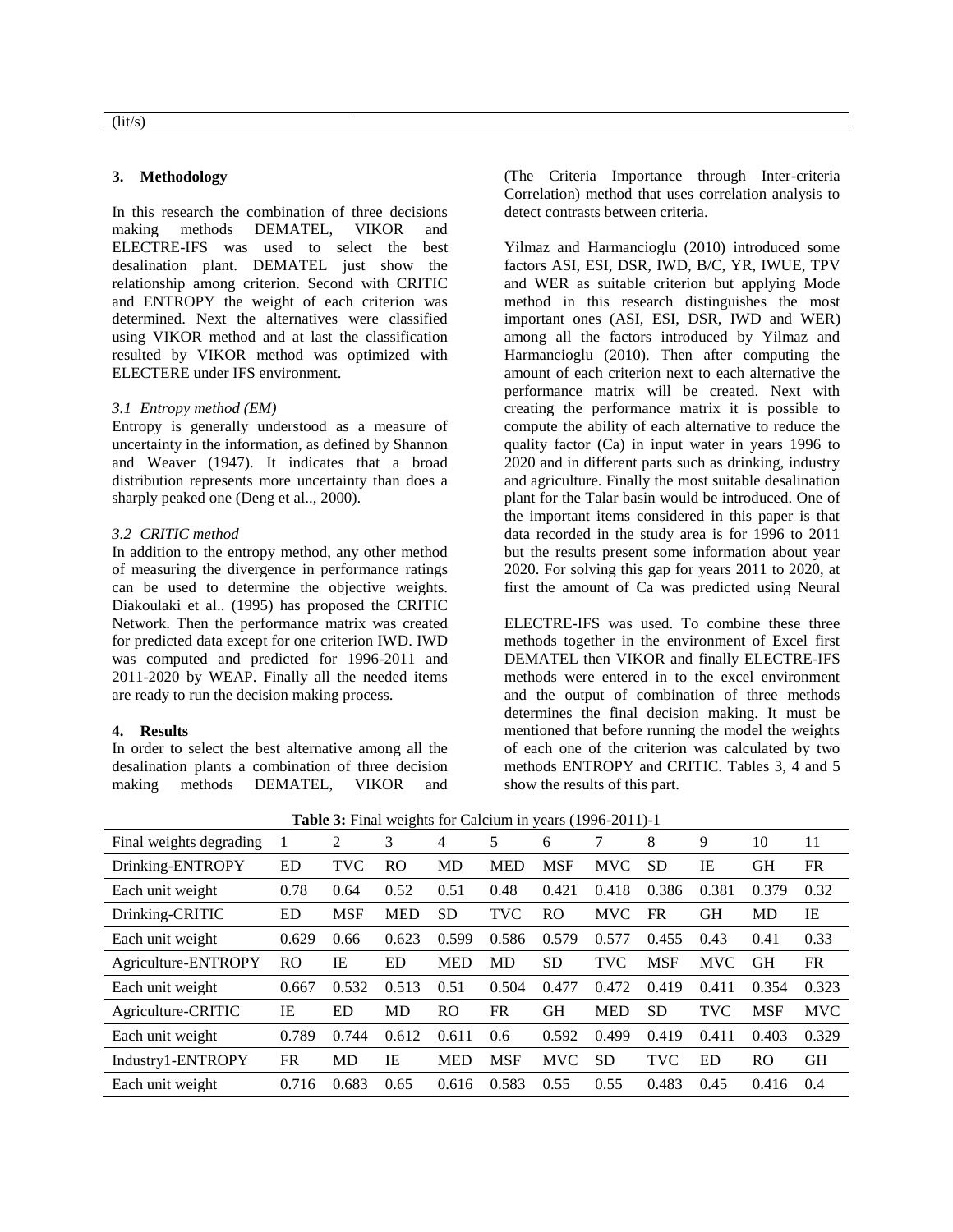(lit/s)

## 3. Methodology

In this research the combination of three decisions making methods DEMATEL, VIKOR and ELECTRE-IFS was used to select the best desalination plant. DEMATEL just show the relationship among criterion. Second with CRITIC and ENTROPY the weight of each criterion was determined. Next the alternatives were classified using VIKOR method and at last the classification resulted by VIKOR method was optimized with ELECTERE under IFS environment.

### *3.1 Entropy method (EM)*

Entropy is generally understood as a measure of uncertainty in the information, as defined by Shannon and Weaver (1947). It indicates that a broad distribution represents more uncertainty than does a sharply peaked one (Deng et al.., 2000).

### *3.2 CRITIC method*

In addition to the entropy method, any other method of measuring the divergence in performance ratings can be used to determine the objective weights. Diakoulaki et al.. (1995) has proposed the CRITIC (The Criteria Importance through Inter-criteria Correlation) method that uses correlation analysis to detect contrasts between criteria.

Yilmaz and Harmancioglu (2010) introduced some factors ASI, ESI, DSR, IWD, B/C, YR, IWUE, TPV and WER as suitable criterion but applying Mode method in this research distinguishes the most important ones (ASI, ESI, DSR, IWD and WER) among all the factors introduced by Yilmaz and Harmancioglu (2010). Then after computing the amount of each criterion next to each alternative the performance matrix will be created. Next with creating the performance matrix it is possible to compute the ability of each alternative to reduce the quality factor (Ca) in input water in years 1996 to 2020 and in different parts such as drinking, industry and agriculture. Finally the most suitable desalination plant for the Talar basin would be introduced. One of the important items considered in this paper is that data recorded in the study area is for 1996 to 2011 but the results present some information about year 2020. For solving this gap for years 2011 to 2020, at first the amount of Ca was predicted using Neural Network. Then the performance matrix was created for predicted data except for one criterion IWD. IWD was computed and predicted for 1996-2011 and 2011-2020 by WEAP. Finally all the needed items are ready to run the decision making process.

## 4. Results

In order to select the best alternative among all the desalination plants a combination of three decision making methods DEMATEL, VIKOR and ELECTRE-IFS was used. To combine these three methods together in the environment of Excel first DEMATEL then VIKOR and finally ELECTRE-IFS methods were entered in to the excel environment and the output of combination of three methods determines the final decision making. It must be mentioned that before running the model the weights of each one of the criterion was calculated by two methods ENTROPY and CRITIC. Tables 3, 4 and 5 show the results of this part.

**Table 3:** Final weights for Calcium in years (1996-2011)-1

| Final weights degrading | 1 | 2 | 3 | 4 | 5 | 6 | 7 | 8 | 9 | 10 | 11 |
|---|---|---|---|---|---|---|---|---|---|---|---|
| Drinking-ENTROPY | ED | TVC | RO | MD | MED | MSF | MVC | SD | IE | GH | FR |
| Each unit weight | 0.78 | 0.64 | 0.52 | 0.51 | 0.48 | 0.421 | 0.418 | 0.386 | 0.381 | 0.379 | 0.32 |
| Drinking-CRITIC | ED | MSF | MED | SD | TVC | RO | MVC | FR | GH | MD | IE |
| Each unit weight | 0.629 | 0.66 | 0.623 | 0.599 | 0.586 | 0.579 | 0.577 | 0.455 | 0.43 | 0.41 | 0.33 |
| Agriculture-ENTROPY | RO | IE | ED | MED | MD | SD | TVC | MSF | MVC | GH | FR |
| Each unit weight | 0.667 | 0.532 | 0.513 | 0.51 | 0.504 | 0.477 | 0.472 | 0.419 | 0.411 | 0.354 | 0.323 |
| Agriculture-CRITIC | IE | ED | MD | RO | FR | GH | MED | SD | TVC | MSF | MVC |
| Each unit weight | 0.789 | 0.744 | 0.612 | 0.611 | 0.6 | 0.592 | 0.499 | 0.419 | 0.411 | 0.403 | 0.329 |
| Industry1-ENTROPY | FR | MD | IE | MED | MSF | MVC | SD | TVC | ED | RO | GH |
| Each unit weight | 0.716 | 0.683 | 0.65 | 0.616 | 0.583 | 0.55 | 0.55 | 0.483 | 0.45 | 0.416 | 0.4 |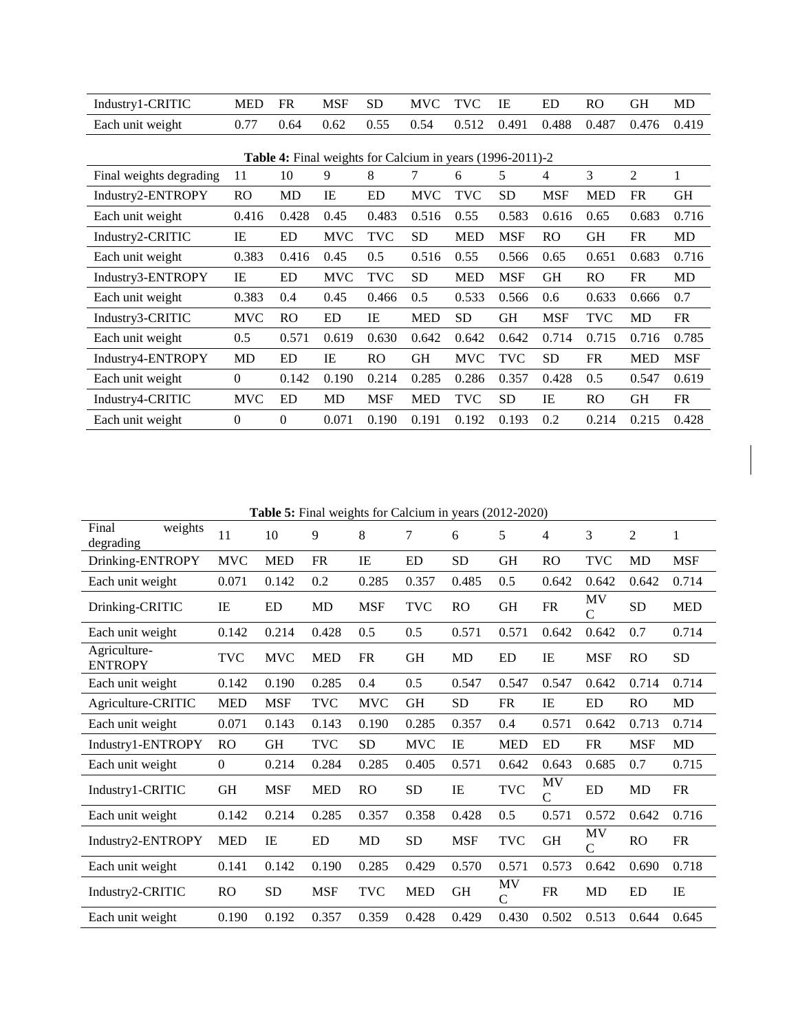| Industry1-CRITIC | MED | FR | MSF | SD | MVC | TVC | IE | ED | RO | GH | MD |
|---|---|---|---|---|---|---|---|---|---|---|---|
| Each unit weight | 0.77 | 0.64 | 0.62 | 0.55 | 0.54 | 0.512 | 0.491 | 0.488 | 0.487 | 0.476 | 0.419 |

**Table 4:** Final weights for Calcium in years (1996-2011)-2

| Final weights degrading | 11 | 10 | 9 | 8 | 7 | 6 | 5 | 4 | 3 | 2 | 1 |
|---|---|---|---|---|---|---|---|---|---|---|---|
| Industry2-ENTROPY | RO | MD | IE | ED | MVC | TVC | SD | MSF | MED | FR | GH |
| Each unit weight | 0.416 | 0.428 | 0.45 | 0.483 | 0.516 | 0.55 | 0.583 | 0.616 | 0.65 | 0.683 | 0.716 |
| Industry2-CRITIC | IE | ED | MVC | TVC | SD | MED | MSF | RO | GH | FR | MD |
| Each unit weight | 0.383 | 0.416 | 0.45 | 0.5 | 0.516 | 0.55 | 0.566 | 0.65 | 0.651 | 0.683 | 0.716 |
| Industry3-ENTROPY | IE | ED | MVC | TVC | SD | MED | MSF | GH | RO | FR | MD |
| Each unit weight | 0.383 | 0.4 | 0.45 | 0.466 | 0.5 | 0.533 | 0.566 | 0.6 | 0.633 | 0.666 | 0.7 |
| Industry3-CRITIC | MVC | RO | ED | IE | MED | SD | GH | MSF | TVC | MD | FR |
| Each unit weight | 0.5 | 0.571 | 0.619 | 0.630 | 0.642 | 0.642 | 0.642 | 0.714 | 0.715 | 0.716 | 0.785 |
| Industry4-ENTROPY | MD | ED | IE | RO | GH | MVC | TVC | SD | FR | MED | MSF |
| Each unit weight | 0 | 0.142 | 0.190 | 0.214 | 0.285 | 0.286 | 0.357 | 0.428 | 0.5 | 0.547 | 0.619 |
| Industry4-CRITIC | MVC | ED | MD | MSF | MED | TVC | SD | IE | RO | GH | FR |
| Each unit weight | 0 | 0 | 0.071 | 0.190 | 0.191 | 0.192 | 0.193 | 0.2 | 0.214 | 0.215 | 0.428 |

**Table 5:** Final weights for Calcium in years (2012-2020)

| Final weights degrading | 11 | 10 | 9 | 8 | 7 | 6 | 5 | 4 | 3 | 2 | 1 |
|---|---|---|---|---|---|---|---|---|---|---|---|
| Drinking-ENTROPY | MVC | MED | FR | IE | ED | SD | GH | RO | TVC | MD | MSF |
| Each unit weight | 0.071 | 0.142 | 0.2 | 0.285 | 0.357 | 0.485 | 0.5 | 0.642 | 0.642 | 0.642 | 0.714 |
| Drinking-CRITIC | IE | ED | MD | MSF | TVC | RO | GH | FR | MVC | SD | MED |
| Each unit weight | 0.142 | 0.214 | 0.428 | 0.5 | 0.5 | 0.571 | 0.571 | 0.642 | 0.642 | 0.7 | 0.714 |
| Agriculture-ENTROPY | TVC | MVC | MED | FR | GH | MD | ED | IE | MSF | RO | SD |
| Each unit weight | 0.142 | 0.190 | 0.285 | 0.4 | 0.5 | 0.547 | 0.547 | 0.547 | 0.642 | 0.714 | 0.714 |
| Agriculture-CRITIC | MED | MSF | TVC | MVC | GH | SD | FR | IE | ED | RO | MD |
| Each unit weight | 0.071 | 0.143 | 0.143 | 0.190 | 0.285 | 0.357 | 0.4 | 0.571 | 0.642 | 0.713 | 0.714 |
| Industry1-ENTROPY | RO | GH | TVC | SD | MVC | IE | MED | ED | FR | MSF | MD |
| Each unit weight | 0 | 0.214 | 0.284 | 0.285 | 0.405 | 0.571 | 0.642 | 0.643 | 0.685 | 0.7 | 0.715 |
| Industry1-CRITIC | GH | MSF | MED | RO | SD | IE | TVC | MVC | ED | MD | FR |
| Each unit weight | 0.142 | 0.214 | 0.285 | 0.357 | 0.358 | 0.428 | 0.5 | 0.571 | 0.572 | 0.642 | 0.716 |
| Industry2-ENTROPY | MED | IE | ED | MD | SD | MSF | TVC | GH | MVC | RO | FR |
| Each unit weight | 0.141 | 0.142 | 0.190 | 0.285 | 0.429 | 0.570 | 0.571 | 0.573 | 0.642 | 0.690 | 0.718 |
| Industry2-CRITIC | RO | SD | MSF | TVC | MED | GH | MVC | FR | MD | ED | IE |
| Each unit weight | 0.190 | 0.192 | 0.357 | 0.359 | 0.428 | 0.429 | 0.430 | 0.502 | 0.513 | 0.644 | 0.645 |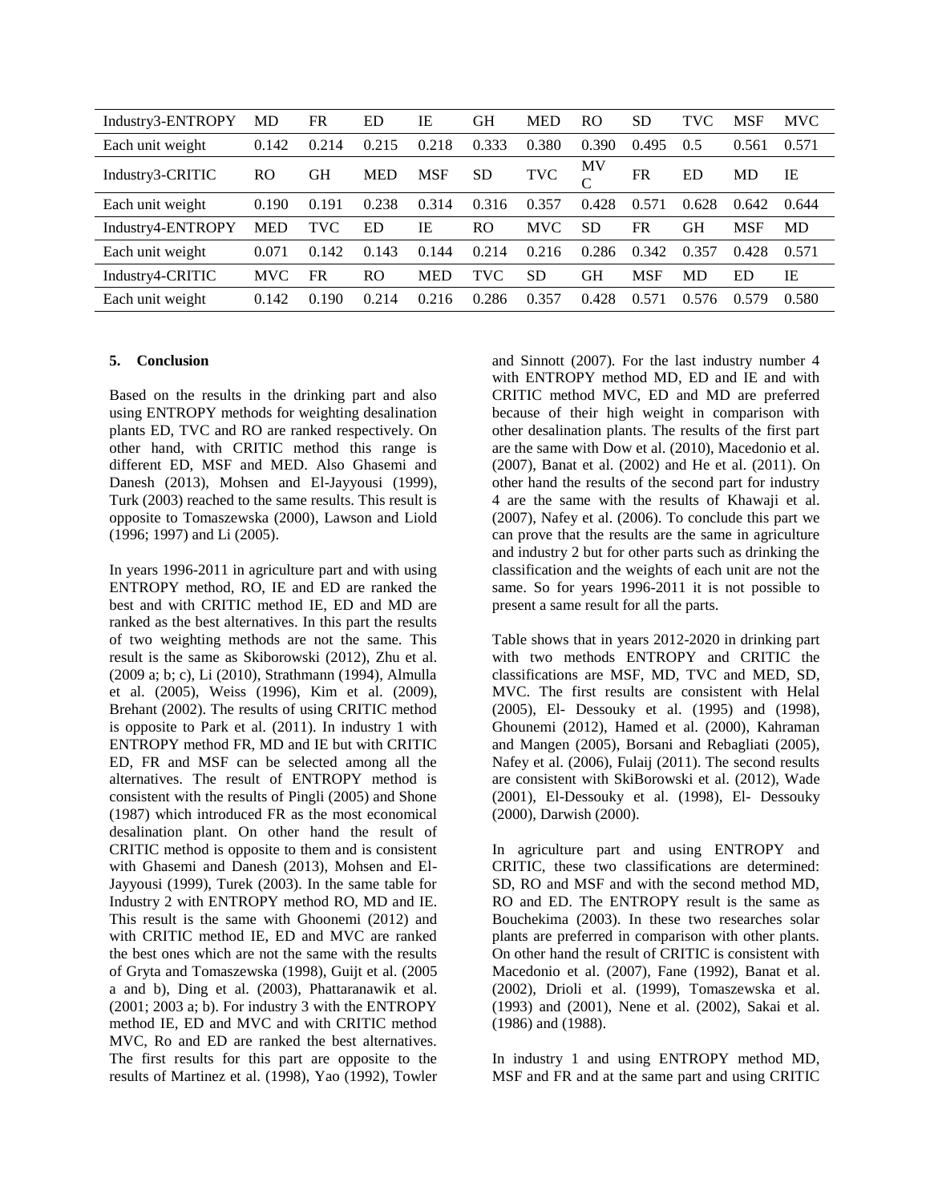| Industry3-ENTROPY | MD | FR | ED | IE | GH | MED | RO | SD | TVC | MSF | MVC |
|---|---|---|---|---|---|---|---|---|---|---|---|
| Each unit weight | 0.142 | 0.214 | 0.215 | 0.218 | 0.333 | 0.380 | 0.390 | 0.495 | 0.5 | 0.561 | 0.571 |
| Industry3-CRITIC | RO | GH | MED | MSF | SD | TVC | MVC | FR | ED | MD | IE |
| Each unit weight | 0.190 | 0.191 | 0.238 | 0.314 | 0.316 | 0.357 | 0.428 | 0.571 | 0.628 | 0.642 | 0.644 |
| Industry4-ENTROPY | MED | TVC | ED | IE | RO | MVC | SD | FR | GH | MSF | MD |
| Each unit weight | 0.071 | 0.142 | 0.143 | 0.144 | 0.214 | 0.216 | 0.286 | 0.342 | 0.357 | 0.428 | 0.571 |
| Industry4-CRITIC | MVC | FR | RO | MED | TVC | SD | GH | MSF | MD | ED | IE |
| Each unit weight | 0.142 | 0.190 | 0.214 | 0.216 | 0.286 | 0.357 | 0.428 | 0.571 | 0.576 | 0.579 | 0.580 |

## 5. Conclusion

Based on the results in the drinking part and also using ENTROPY methods for weighting desalination plants ED, TVC and RO are ranked respectively. On other hand, with CRITIC method this range is different ED, MSF and MED. Also Ghasemi and Danesh (2013), Mohsen and El-Jayyousi (1999), Turk (2003) reached to the same results. This result is opposite to Tomaszewska (2000), Lawson and Liold (1996; 1997) and Li (2005).

In years 1996-2011 in agriculture part and with using ENTROPY method, RO, IE and ED are ranked the best and with CRITIC method IE, ED and MD are ranked as the best alternatives. In this part the results of two weighting methods are not the same. This result is the same as Skiborowski (2012), Zhu et al. (2009 a; b; c), Li (2010), Strathmann (1994), Almulla et al. (2005), Weiss (1996), Kim et al. (2009), Brehant (2002). The results of using CRITIC method is opposite to Park et al. (2011). In industry 1 with ENTROPY method FR, MD and IE but with CRITIC ED, FR and MSF can be selected among all the alternatives. The result of ENTROPY method is consistent with the results of Pingli (2005) and Shone (1987) which introduced FR as the most economical desalination plant. On other hand the result of CRITIC method is opposite to them and is consistent with Ghasemi and Danesh (2013), Mohsen and El-Jayyousi (1999), Turek (2003). In the same table for Industry 2 with ENTROPY method RO, MD and IE. This result is the same with Ghoonemi (2012) and with CRITIC method IE, ED and MVC are ranked the best ones which are not the same with the results of Gryta and Tomaszewska (1998), Guijt et al. (2005 a and b), Ding et al. (2003), Phattaranawik et al. (2001; 2003 a; b). For industry 3 with the ENTROPY method IE, ED and MVC and with CRITIC method MVC, Ro and ED are ranked the best alternatives. The first results for this part are opposite to the results of Martinez et al. (1998), Yao (1992), Towler and Sinnott (2007). For the last industry number 4 with ENTROPY method MD, ED and IE and with CRITIC method MVC, ED and MD are preferred because of their high weight in comparison with other desalination plants. The results of the first part are the same with Dow et al. (2010), Macedonio et al. (2007), Banat et al. (2002) and He et al. (2011). On other hand the results of the second part for industry 4 are the same with the results of Khawaji et al. (2007), Nafey et al. (2006). To conclude this part we can prove that the results are the same in agriculture and industry 2 but for other parts such as drinking the classification and the weights of each unit are not the same. So for years 1996-2011 it is not possible to present a same result for all the parts.

Table shows that in years 2012-2020 in drinking part with two methods ENTROPY and CRITIC the classifications are MSF, MD, TVC and MED, SD, MVC. The first results are consistent with Helal (2005), El- Dessouky et al. (1995) and (1998), Ghounemi (2012), Hamed et al. (2000), Kahraman and Mangen (2005), Borsani and Rebagliati (2005), Nafey et al. (2006), Fulaij (2011). The second results are consistent with SkiBorowski et al. (2012), Wade (2001), El-Dessouky et al. (1998), El- Dessouky (2000), Darwish (2000).

In agriculture part and using ENTROPY and CRITIC, these two classifications are determined: SD, RO and MSF and with the second method MD, RO and ED. The ENTROPY result is the same as Bouchekima (2003). In these two researches solar plants are preferred in comparison with other plants. On other hand the result of CRITIC is consistent with Macedonio et al. (2007), Fane (1992), Banat et al. (2002), Drioli et al. (1999), Tomaszewska et al. (1993) and (2001), Nene et al. (2002), Sakai et al. (1986) and (1988).

In industry 1 and using ENTROPY method MD, MSF and FR and at the same part and using CRITIC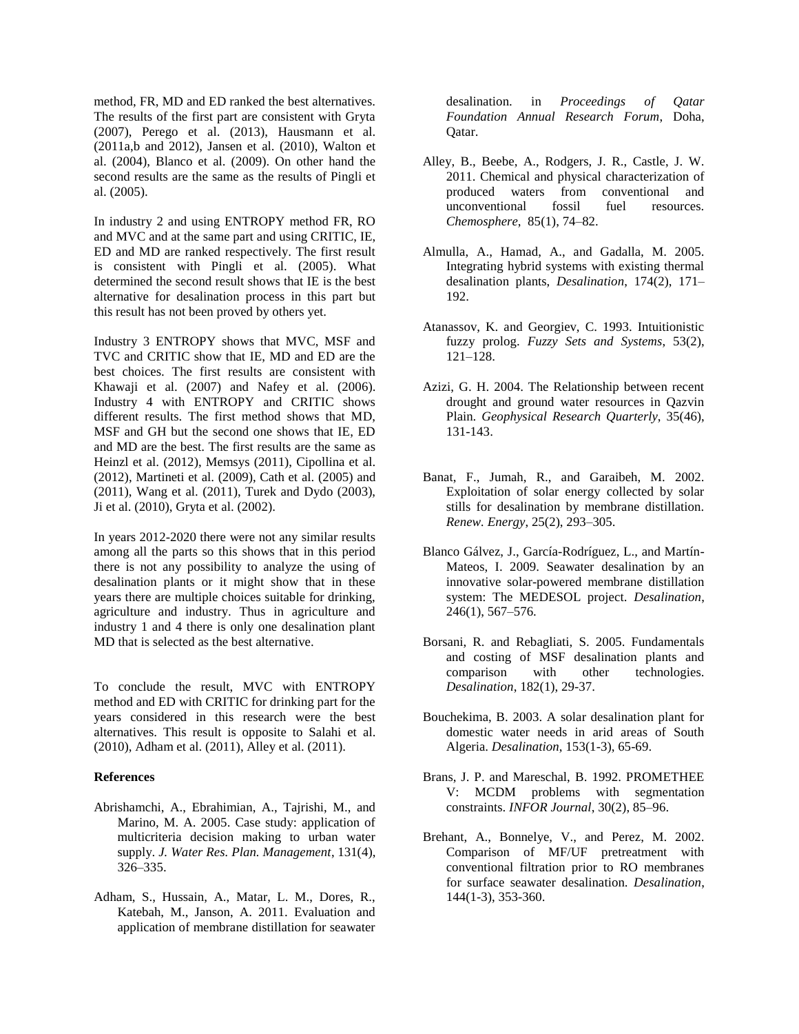method, FR, MD and ED ranked the best alternatives. The results of the first part are consistent with Gryta (2007), Perego et al. (2013), Hausmann et al. (2011a,b and 2012), Jansen et al. (2010), Walton et al. (2004), Blanco et al. (2009). On other hand the second results are the same as the results of Pingli et al. (2005).

In industry 2 and using ENTROPY method FR, RO and MVC and at the same part and using CRITIC, IE, ED and MD are ranked respectively. The first result is consistent with Pingli et al. (2005). What determined the second result shows that IE is the best alternative for desalination process in this part but this result has not been proved by others yet.

Industry 3 ENTROPY shows that MVC, MSF and TVC and CRITIC show that IE, MD and ED are the best choices. The first results are consistent with Khawaji et al. (2007) and Nafey et al. (2006). Industry 4 with ENTROPY and CRITIC shows different results. The first method shows that MD, MSF and GH but the second one shows that IE, ED and MD are the best. The first results are the same as Heinzl et al. (2012), Memsys (2011), Cipollina et al. (2012), Martineti et al. (2009), Cath et al. (2005) and (2011), Wang et al. (2011), Turek and Dydo (2003), Ji et al. (2010), Gryta et al. (2002).

In years 2012-2020 there were not any similar results among all the parts so this shows that in this period there is not any possibility to analyze the using of desalination plants or it might show that in these years there are multiple choices suitable for drinking, agriculture and industry. Thus in agriculture and industry 1 and 4 there is only one desalination plant MD that is selected as the best alternative.

To conclude the result, MVC with ENTROPY method and ED with CRITIC for drinking part for the years considered in this research were the best alternatives. This result is opposite to Salahi et al. (2010), Adham et al. (2011), Alley et al. (2011).

**References**

Abrishamchi, A., Ebrahimian, A., Tajrishi, M., and Marino, M. A. 2005. Case study: application of multicriteria decision making to urban water supply. *J. Water Res. Plan. Management*, 131(4), 326–335.

Adham, S., Hussain, A., Matar, L. M., Dores, R., Katebah, M., Janson, A. 2011. Evaluation and application of membrane distillation for seawater desalination. in *Proceedings of Qatar Foundation Annual Research Forum*, Doha, Qatar.

Alley, B., Beebe, A., Rodgers, J. R., Castle, J. W. 2011. Chemical and physical characterization of produced waters from conventional and unconventional fossil fuel resources. *Chemosphere*, 85(1), 74–82.

Almulla, A., Hamad, A., and Gadalla, M. 2005. Integrating hybrid systems with existing thermal desalination plants, *Desalination*, 174(2), 171–192.

Atanassov, K. and Georgiev, C. 1993. Intuitionistic fuzzy prolog. *Fuzzy Sets and Systems*, 53(2), 121–128.

Azizi, G. H. 2004. The Relationship between recent drought and ground water resources in Qazvin Plain. *Geophysical Research Quarterly*, 35(46), 131-143.

Banat, F., Jumah, R., and Garaibeh, M. 2002. Exploitation of solar energy collected by solar stills for desalination by membrane distillation. *Renew. Energy*, 25(2), 293–305.

Blanco Gálvez, J., García-Rodríguez, L., and Martín-Mateos, I. 2009. Seawater desalination by an innovative solar-powered membrane distillation system: The MEDESOL project. *Desalination*, 246(1), 567–576.

Borsani, R. and Rebagliati, S. 2005. Fundamentals and costing of MSF desalination plants and comparison with other technologies. *Desalination*, 182(1), 29-37.

Bouchekima, B. 2003. A solar desalination plant for domestic water needs in arid areas of South Algeria. *Desalination*, 153(1-3), 65-69.

Brans, J. P. and Mareschal, B. 1992. PROMETHEE V: MCDM problems with segmentation constraints. *INFOR Journal*, 30(2), 85–96.

Brehant, A., Bonnelye, V., and Perez, M. 2002. Comparison of MF/UF pretreatment with conventional filtration prior to RO membranes for surface seawater desalination. *Desalination*, 144(1-3), 353-360.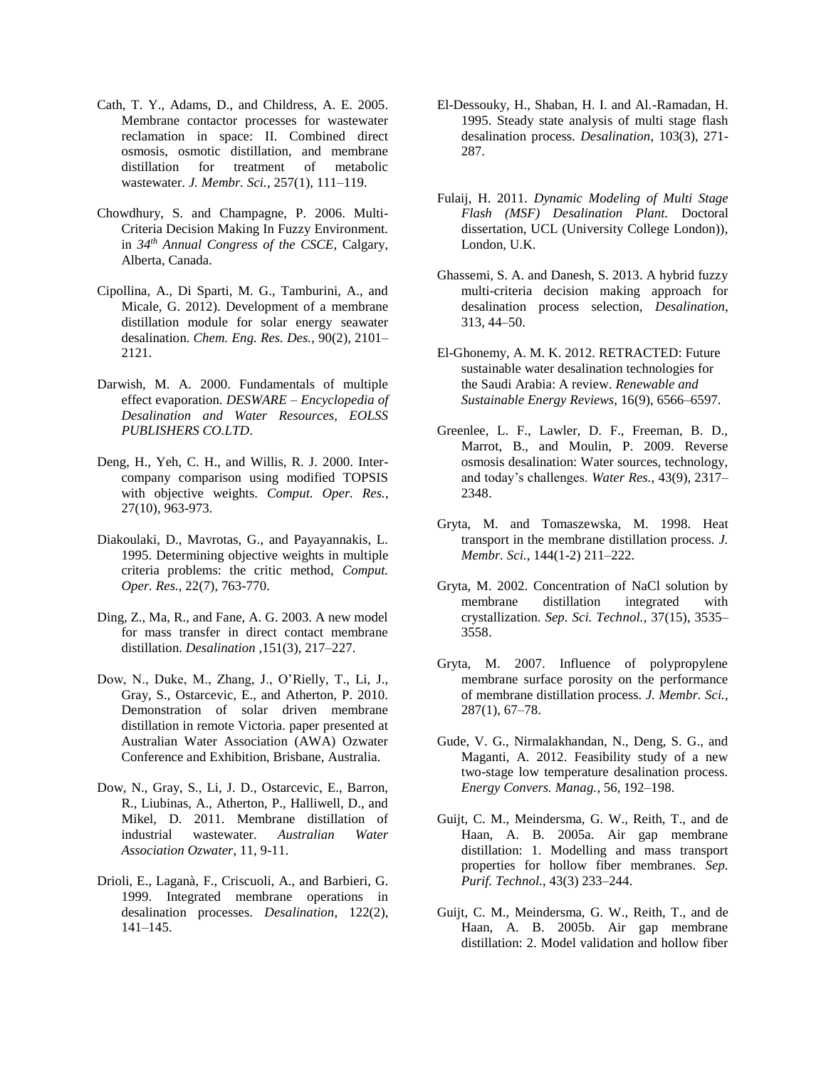Cath, T. Y., Adams, D., and Childress, A. E. 2005. Membrane contactor processes for wastewater reclamation in space: II. Combined direct osmosis, osmotic distillation, and membrane distillation for treatment of metabolic wastewater. *J. Membr. Sci.*, 257(1), 111–119.

Chowdhury, S. and Champagne, P. 2006. Multi-Criteria Decision Making In Fuzzy Environment. in *34th Annual Congress of the CSCE*, Calgary, Alberta, Canada.

Cipollina, A., Di Sparti, M. G., Tamburini, A., and Micale, G. 2012). Development of a membrane distillation module for solar energy seawater desalination. *Chem. Eng. Res. Des.*, 90(2), 2101–2121.

Darwish, M. A. 2000. Fundamentals of multiple effect evaporation. *DESWARE – Encyclopedia of Desalination and Water Resources, EOLSS PUBLISHERS CO.LTD*.

Deng, H., Yeh, C. H., and Willis, R. J. 2000. Inter-company comparison using modified TOPSIS with objective weights. *Comput. Oper. Res.*, 27(10), 963-973.

Diakoulaki, D., Mavrotas, G., and Payayannakis, L. 1995. Determining objective weights in multiple criteria problems: the critic method, *Comput. Oper. Res.*, 22(7), 763-770.

Ding, Z., Ma, R., and Fane, A. G. 2003. A new model for mass transfer in direct contact membrane distillation. *Desalination* ,151(3), 217–227.

Dow, N., Duke, M., Zhang, J., O'Rielly, T., Li, J., Gray, S., Ostarcevic, E., and Atherton, P. 2010. Demonstration of solar driven membrane distillation in remote Victoria. paper presented at Australian Water Association (AWA) Ozwater Conference and Exhibition, Brisbane, Australia.

Dow, N., Gray, S., Li, J. D., Ostarcevic, E., Barron, R., Liubinas, A., Atherton, P., Halliwell, D., and Mikel, D. 2011. Membrane distillation of industrial wastewater. *Australian Water Association Ozwater*, 11, 9-11.

Drioli, E., Laganà, F., Criscuoli, A., and Barbieri, G. 1999. Integrated membrane operations in desalination processes. *Desalination*, 122(2), 141–145.

El-Dessouky, H., Shaban, H. I. and Al.-Ramadan, H. 1995. Steady state analysis of multi stage flash desalination process. *Desalination*, 103(3), 271-287.

Fulaij, H. 2011. *Dynamic Modeling of Multi Stage Flash (MSF) Desalination Plant.* Doctoral dissertation, UCL (University College London)), London, U.K.

Ghassemi, S. A. and Danesh, S. 2013. A hybrid fuzzy multi-criteria decision making approach for desalination process selection, *Desalination*, 313, 44–50.

El-Ghonemy, A. M. K. 2012. RETRACTED: Future sustainable water desalination technologies for the Saudi Arabia: A review. *Renewable and Sustainable Energy Reviews*, 16(9), 6566–6597.

Greenlee, L. F., Lawler, D. F., Freeman, B. D., Marrot, B., and Moulin, P. 2009. Reverse osmosis desalination: Water sources, technology, and today's challenges. *Water Res.*, 43(9), 2317–2348.

Gryta, M. and Tomaszewska, M. 1998. Heat transport in the membrane distillation process. *J. Membr. Sci.*, 144(1-2) 211–222.

Gryta, M. 2002. Concentration of NaCl solution by membrane distillation integrated with crystallization. *Sep. Sci. Technol.*, 37(15), 3535–3558.

Gryta, M. 2007. Influence of polypropylene membrane surface porosity on the performance of membrane distillation process. *J. Membr. Sci.*, 287(1), 67–78.

Gude, V. G., Nirmalakhandan, N., Deng, S. G., and Maganti, A. 2012. Feasibility study of a new two-stage low temperature desalination process. *Energy Convers. Manag.*, 56, 192–198.

Guijt, C. M., Meindersma, G. W., Reith, T., and de Haan, A. B. 2005a. Air gap membrane distillation: 1. Modelling and mass transport properties for hollow fiber membranes. *Sep. Purif. Technol.*, 43(3) 233–244.

Guijt, C. M., Meindersma, G. W., Reith, T., and de Haan, A. B. 2005b. Air gap membrane distillation: 2. Model validation and hollow fiber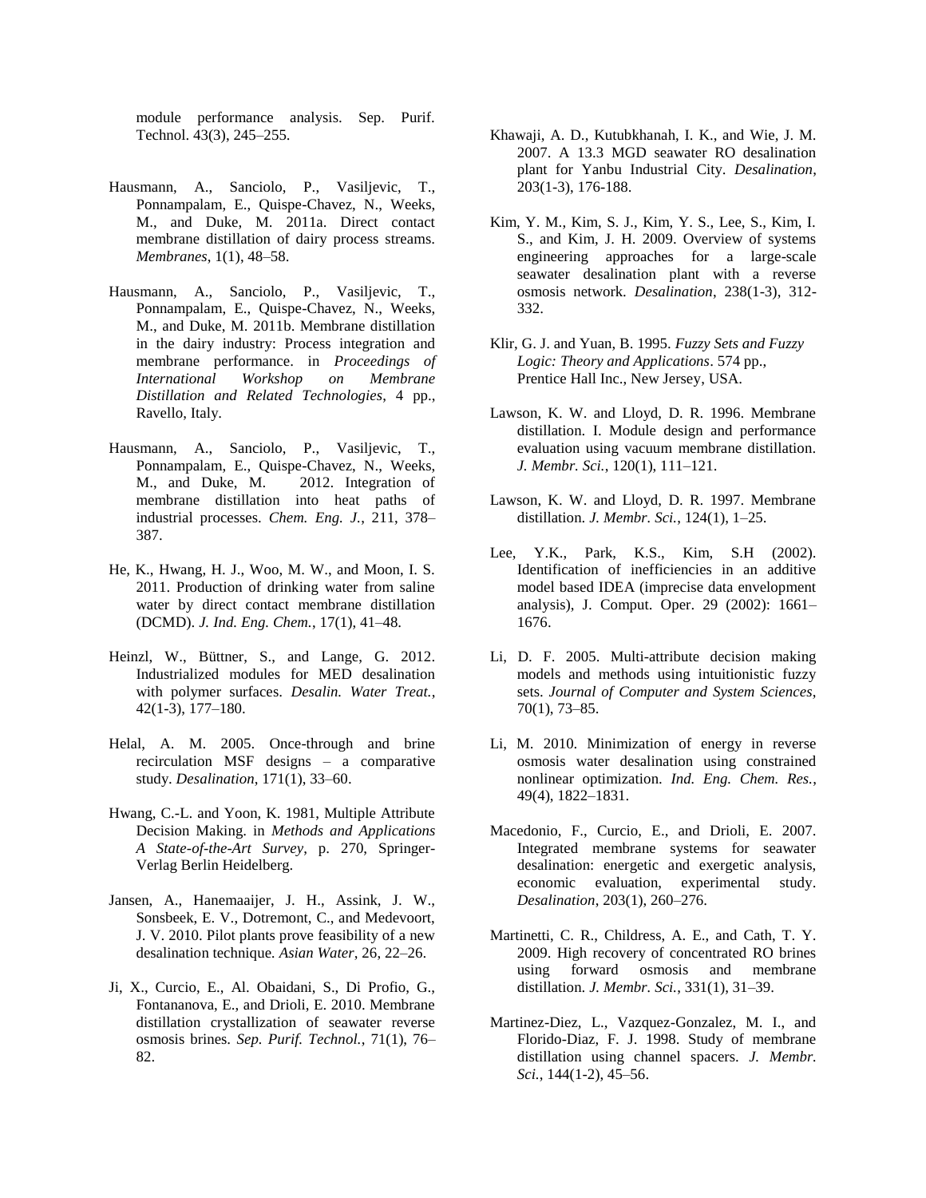module performance analysis. Sep. Purif. Technol. 43(3), 245–255.

Hausmann, A., Sanciolo, P., Vasiljevic, T., Ponnampalam, E., Quispe-Chavez, N., Weeks, M., and Duke, M. 2011a. Direct contact membrane distillation of dairy process streams. *Membranes*, 1(1), 48–58.

Hausmann, A., Sanciolo, P., Vasiljevic, T., Ponnampalam, E., Quispe-Chavez, N., Weeks, M., and Duke, M. 2011b. Membrane distillation in the dairy industry: Process integration and membrane performance. in *Proceedings of International Workshop on Membrane Distillation and Related Technologies*, 4 pp., Ravello, Italy.

Hausmann, A., Sanciolo, P., Vasiljevic, T., Ponnampalam, E., Quispe-Chavez, N., Weeks, M., and Duke, M. 2012. Integration of membrane distillation into heat paths of industrial processes. *Chem. Eng. J.*, 211, 378–387.

He, K., Hwang, H. J., Woo, M. W., and Moon, I. S. 2011. Production of drinking water from saline water by direct contact membrane distillation (DCMD). *J. Ind. Eng. Chem.*, 17(1), 41–48.

Heinzl, W., Büttner, S., and Lange, G. 2012. Industrialized modules for MED desalination with polymer surfaces. *Desalin. Water Treat.*, 42(1-3), 177–180.

Helal, A. M. 2005. Once-through and brine recirculation MSF designs – a comparative study. *Desalination*, 171(1), 33–60.

Hwang, C.-L. and Yoon, K. 1981, Multiple Attribute Decision Making. in *Methods and Applications A State-of-the-Art Survey*, p. 270, Springer-Verlag Berlin Heidelberg.

Jansen, A., Hanemaaijer, J. H., Assink, J. W., Sonsbeek, E. V., Dotremont, C., and Medevoort, J. V. 2010. Pilot plants prove feasibility of a new desalination technique. *Asian Water*, 26, 22–26.

Ji, X., Curcio, E., Al. Obaidani, S., Di Profio, G., Fontananova, E., and Drioli, E. 2010. Membrane distillation crystallization of seawater reverse osmosis brines. *Sep. Purif. Technol.*, 71(1), 76–82.

Khawaji, A. D., Kutubkhanah, I. K., and Wie, J. M. 2007. A 13.3 MGD seawater RO desalination plant for Yanbu Industrial City. *Desalination*, 203(1-3), 176-188.

Kim, Y. M., Kim, S. J., Kim, Y. S., Lee, S., Kim, I. S., and Kim, J. H. 2009. Overview of systems engineering approaches for a large-scale seawater desalination plant with a reverse osmosis network. *Desalination*, 238(1-3), 312-332.

Klir, G. J. and Yuan, B. 1995. *Fuzzy Sets and Fuzzy Logic: Theory and Applications*. 574 pp., Prentice Hall Inc., New Jersey, USA.

Lawson, K. W. and Lloyd, D. R. 1996. Membrane distillation. I. Module design and performance evaluation using vacuum membrane distillation. *J. Membr. Sci.*, 120(1), 111–121.

Lawson, K. W. and Lloyd, D. R. 1997. Membrane distillation. *J. Membr. Sci.*, 124(1), 1–25.

Lee, Y.K., Park, K.S., Kim, S.H (2002). Identification of inefficiencies in an additive model based IDEA (imprecise data envelopment analysis), J. Comput. Oper. 29 (2002): 1661–1676.

Li, D. F. 2005. Multi-attribute decision making models and methods using intuitionistic fuzzy sets. *Journal of Computer and System Sciences*, 70(1), 73–85.

Li, M. 2010. Minimization of energy in reverse osmosis water desalination using constrained nonlinear optimization. *Ind. Eng. Chem. Res.*, 49(4), 1822–1831.

Macedonio, F., Curcio, E., and Drioli, E. 2007. Integrated membrane systems for seawater desalination: energetic and exergetic analysis, economic evaluation, experimental study. *Desalination*, 203(1), 260–276.

Martinetti, C. R., Childress, A. E., and Cath, T. Y. 2009. High recovery of concentrated RO brines using forward osmosis and membrane distillation. *J. Membr. Sci.*, 331(1), 31–39.

Martinez-Diez, L., Vazquez-Gonzalez, M. I., and Florido-Diaz, F. J. 1998. Study of membrane distillation using channel spacers. *J. Membr. Sci.*, 144(1-2), 45–56.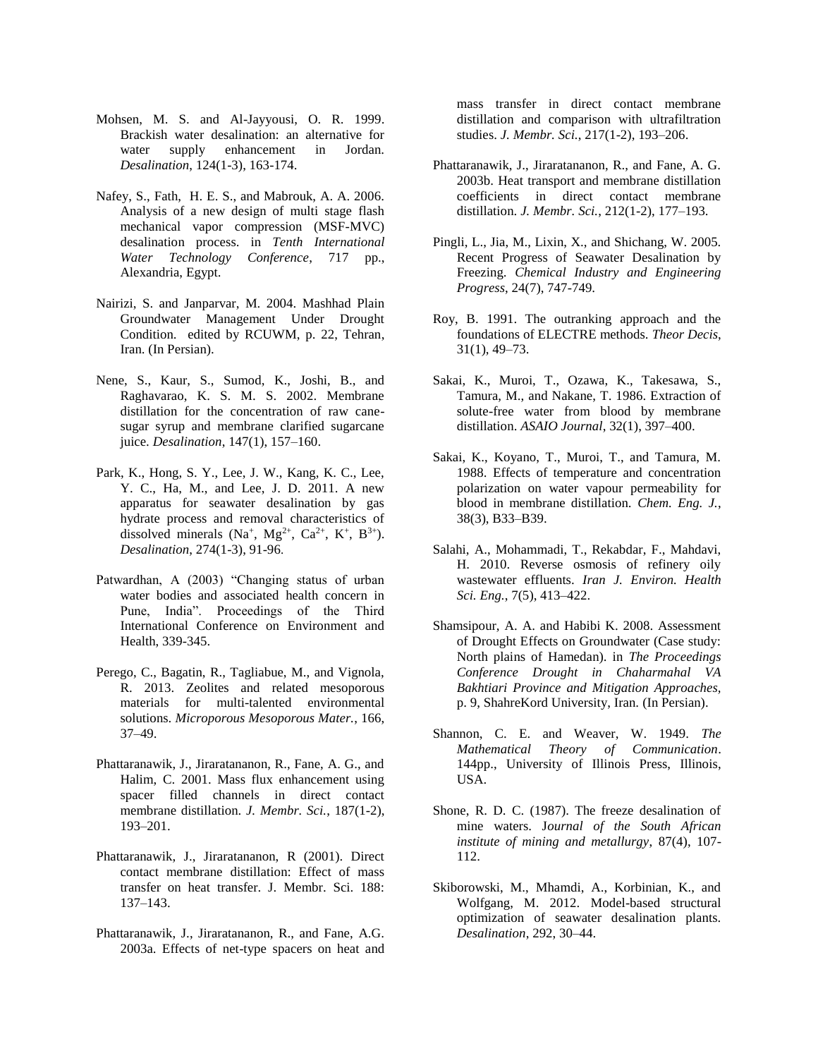Mohsen, M. S. and Al-Jayyousi, O. R. 1999. Brackish water desalination: an alternative for water supply enhancement in Jordan. *Desalination*, 124(1-3), 163-174.

Nafey, S., Fath, H. E. S., and Mabrouk, A. A. 2006. Analysis of a new design of multi stage flash mechanical vapor compression (MSF-MVC) desalination process. in *Tenth International Water Technology Conference*, 717 pp., Alexandria, Egypt.

Nairizi, S. and Janparvar, M. 2004. Mashhad Plain Groundwater Management Under Drought Condition. edited by RCUWM, p. 22, Tehran, Iran. (In Persian).

Nene, S., Kaur, S., Sumod, K., Joshi, B., and Raghavarao, K. S. M. S. 2002. Membrane distillation for the concentration of raw cane-sugar syrup and membrane clarified sugarcane juice. *Desalination*, 147(1), 157–160.

Park, K., Hong, S. Y., Lee, J. W., Kang, K. C., Lee, Y. C., Ha, M., and Lee, J. D. 2011. A new apparatus for seawater desalination by gas hydrate process and removal characteristics of dissolved minerals ($Na^+$, $Mg^{2+}$, $Ca^{2+}$, $K^+$, $B^{3+}$). *Desalination*, 274(1-3), 91-96.

Patwardhan, A (2003) "Changing status of urban water bodies and associated health concern in Pune, India". Proceedings of the Third International Conference on Environment and Health, 339-345.

Perego, C., Bagatin, R., Tagliabue, M., and Vignola, R. 2013. Zeolites and related mesoporous materials for multi-talented environmental solutions. *Microporous Mesoporous Mater.*, 166, 37–49.

Phattaranawik, J., Jiraratananon, R., Fane, A. G., and Halim, C. 2001. Mass flux enhancement using spacer filled channels in direct contact membrane distillation. *J. Membr. Sci.*, 187(1-2), 193–201.

Phattaranawik, J., Jiraratananon, R (2001). Direct contact membrane distillation: Effect of mass transfer on heat transfer. J. Membr. Sci. 188: 137–143.

Phattaranawik, J., Jiraratananon, R., and Fane, A.G. 2003a. Effects of net-type spacers on heat and mass transfer in direct contact membrane distillation and comparison with ultrafiltration studies. *J. Membr. Sci.*, 217(1-2), 193–206.

Phattaranawik, J., Jiraratananon, R., and Fane, A. G. 2003b. Heat transport and membrane distillation coefficients in direct contact membrane distillation. *J. Membr. Sci.*, 212(1-2), 177–193.

Pingli, L., Jia, M., Lixin, X., and Shichang, W. 2005. Recent Progress of Seawater Desalination by Freezing. *Chemical Industry and Engineering Progress*, 24(7), 747-749.

Roy, B. 1991. The outranking approach and the foundations of ELECTRE methods. *Theor Decis*, 31(1), 49–73.

Sakai, K., Muroi, T., Ozawa, K., Takesawa, S., Tamura, M., and Nakane, T. 1986. Extraction of solute-free water from blood by membrane distillation. *ASAIO Journal*, 32(1), 397–400.

Sakai, K., Koyano, T., Muroi, T., and Tamura, M. 1988. Effects of temperature and concentration polarization on water vapour permeability for blood in membrane distillation. *Chem. Eng. J.*, 38(3), B33–B39.

Salahi, A., Mohammadi, T., Rekabdar, F., Mahdavi, H. 2010. Reverse osmosis of refinery oily wastewater effluents. *Iran J. Environ. Health Sci. Eng.*, 7(5), 413–422.

Shamsipour, A. A. and Habibi K. 2008. Assessment of Drought Effects on Groundwater (Case study: North plains of Hamedan). in *The Proceedings Conference Drought in Chaharmahal VA Bakhtiari Province and Mitigation Approaches*, p. 9, ShahreKord University, Iran. (In Persian).

Shannon, C. E. and Weaver, W. 1949. *The Mathematical Theory of Communication*. 144pp., University of Illinois Press, Illinois, USA.

Shone, R. D. C. (1987). The freeze desalination of mine waters. J*ournal of the South African institute of mining and metallurgy*, 87(4), 107-112.

Skiborowski, M., Mhamdi, A., Korbinian, K., and Wolfgang, M. 2012. Model-based structural optimization of seawater desalination plants. *Desalination*, 292, 30–44.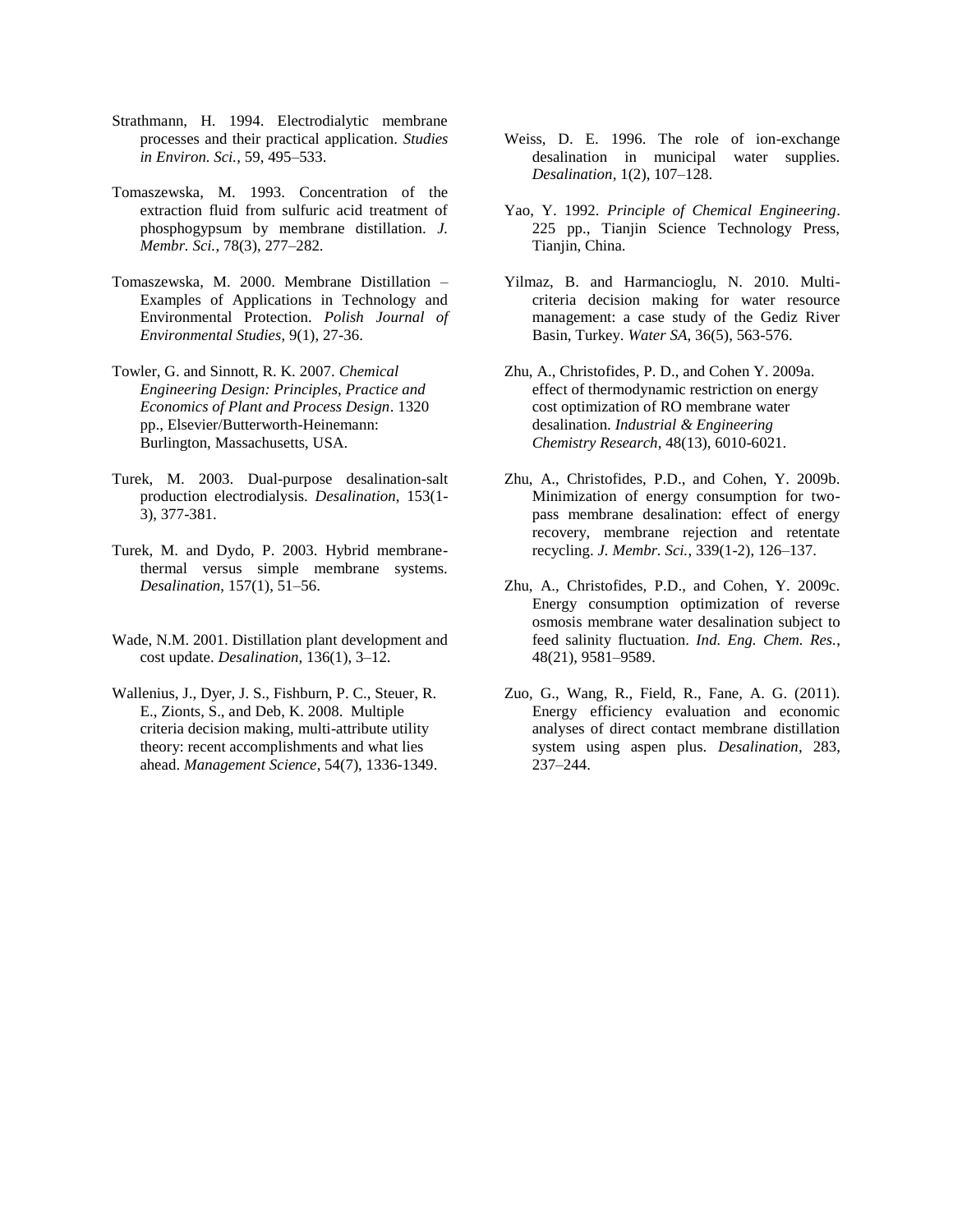Strathmann, H. 1994. Electrodialytic membrane processes and their practical application. *Studies in Environ. Sci.*, 59, 495–533.

Tomaszewska, M. 1993. Concentration of the extraction fluid from sulfuric acid treatment of phosphogypsum by membrane distillation. *J. Membr. Sci.*, 78(3), 277–282.

Tomaszewska, M. 2000. Membrane Distillation – Examples of Applications in Technology and Environmental Protection. *Polish Journal of Environmental Studies*, 9(1), 27-36.

Towler, G. and Sinnott, R. K. 2007. *Chemical Engineering Design: Principles, Practice and Economics of Plant and Process Design*. 1320 pp., Elsevier/Butterworth-Heinemann: Burlington, Massachusetts, USA.

Turek, M. 2003. Dual-purpose desalination-salt production electrodialysis. *Desalination*, 153(1-3), 377-381.

Turek, M. and Dydo, P. 2003. Hybrid membrane-thermal versus simple membrane systems. *Desalination*, 157(1), 51–56.

Wade, N.M. 2001. Distillation plant development and cost update. *Desalination*, 136(1), 3–12.

Wallenius, J., Dyer, J. S., Fishburn, P. C., Steuer, R. E., Zionts, S., and Deb, K. 2008. Multiple criteria decision making, multi-attribute utility theory: recent accomplishments and what lies ahead. *Management Science*, 54(7), 1336-1349.

Weiss, D. E. 1996. The role of ion-exchange desalination in municipal water supplies. *Desalination*, 1(2), 107–128.

Yao, Y. 1992. *Principle of Chemical Engineering*. 225 pp., Tianjin Science Technology Press, Tianjin, China.

Yilmaz, B. and Harmancioglu, N. 2010. Multi-criteria decision making for water resource management: a case study of the Gediz River Basin, Turkey. *Water SA*, 36(5), 563-576.

Zhu, A., Christofides, P. D., and Cohen Y. 2009a. effect of thermodynamic restriction on energy cost optimization of RO membrane water desalination. *Industrial & Engineering Chemistry Research*, 48(13), 6010-6021.

Zhu, A., Christofides, P.D., and Cohen, Y. 2009b. Minimization of energy consumption for two-pass membrane desalination: effect of energy recovery, membrane rejection and retentate recycling. *J. Membr. Sci.*, 339(1-2), 126–137.

Zhu, A., Christofides, P.D., and Cohen, Y. 2009c. Energy consumption optimization of reverse osmosis membrane water desalination subject to feed salinity fluctuation. *Ind. Eng. Chem. Res.*, 48(21), 9581–9589.

Zuo, G., Wang, R., Field, R., Fane, A. G. (2011). Energy efficiency evaluation and economic analyses of direct contact membrane distillation system using aspen plus. *Desalination*, 283, 237–244.